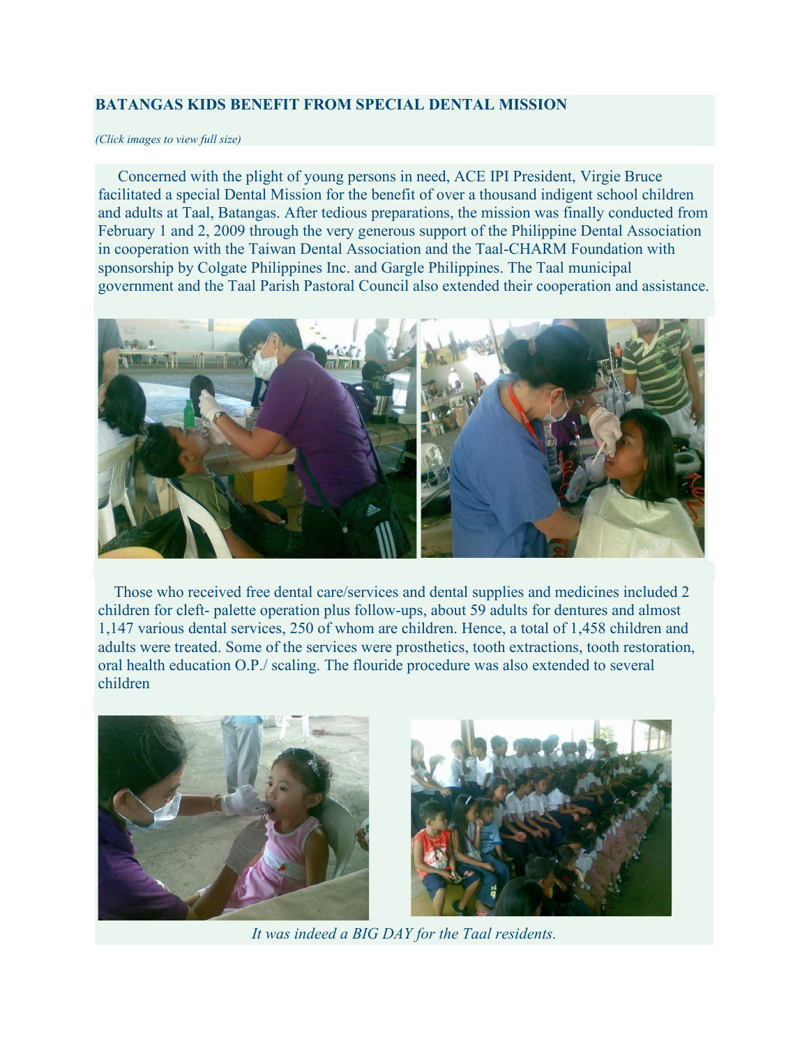## BATANGAS KIDS BENEFIT FROM SPECIAL DENTAL MISSION

*(Click images to view full size)*

Concerned with the plight of young persons in need, ACE IPI President, Virgie Bruce facilitated a special Dental Mission for the benefit of over a thousand indigent school children and adults at Taal, Batangas. After tedious preparations, the mission was finally conducted from February 1 and 2, 2009 through the very generous support of the Philippine Dental Association in cooperation with the Taiwan Dental Association and the Taal-CHARM Foundation with sponsorship by Colgate Philippines Inc. and Gargle Philippines. The Taal municipal government and the Taal Parish Pastoral Council also extended their cooperation and assistance.

Those who received free dental care/services and dental supplies and medicines included 2 children for cleft- palette operation plus follow-ups, about 59 adults for dentures and almost 1,147 various dental services, 250 of whom are children. Hence, a total of 1,458 children and adults were treated. Some of the services were prosthetics, tooth extractions, tooth restoration, oral health education O.P./ scaling. The flouride procedure was also extended to several children

*It was indeed a BIG DAY for the Taal residents.*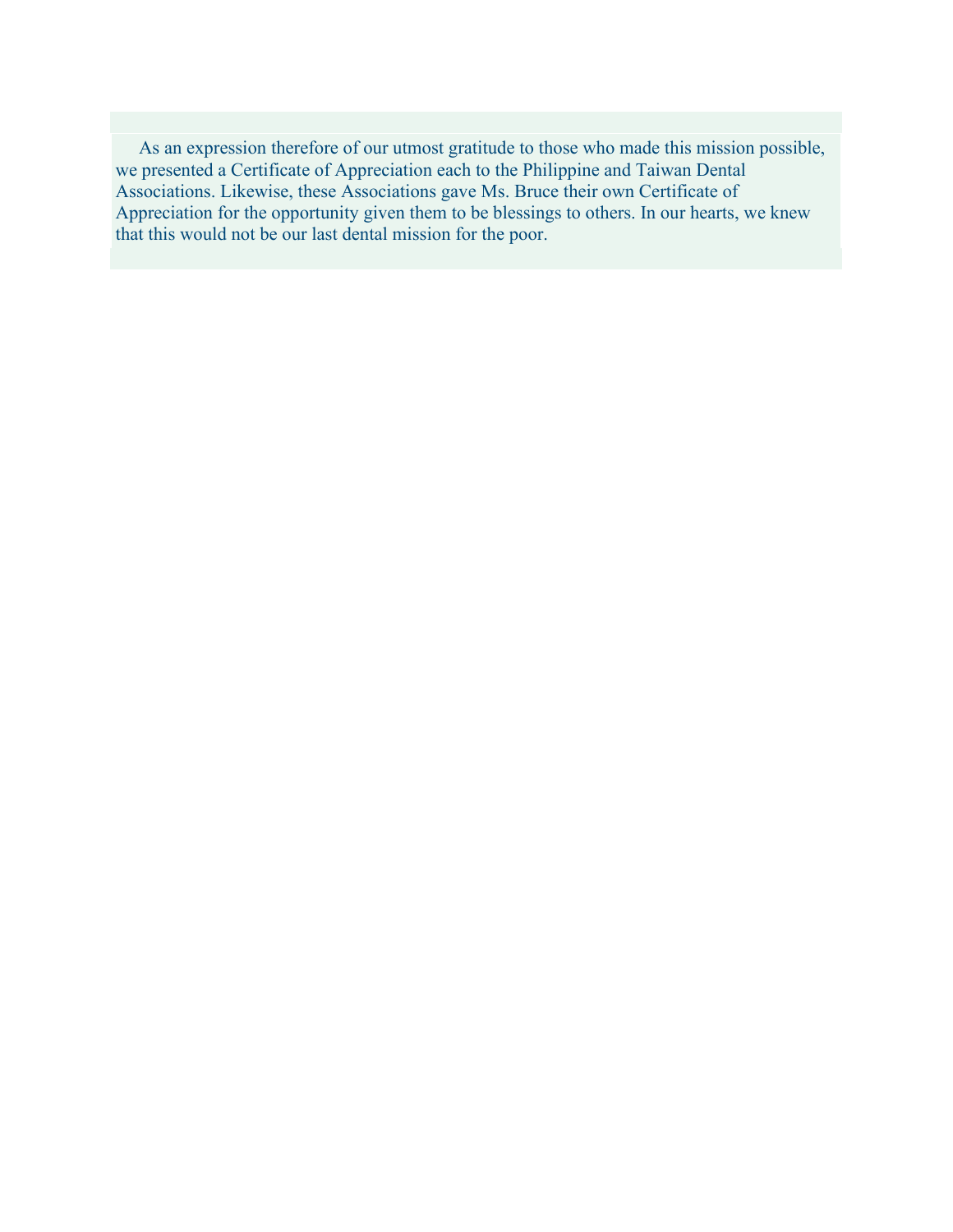As an expression therefore of our utmost gratitude to those who made this mission possible, we presented a Certificate of Appreciation each to the Philippine and Taiwan Dental Associations. Likewise, these Associations gave Ms. Bruce their own Certificate of Appreciation for the opportunity given them to be blessings to others. In our hearts, we knew that this would not be our last dental mission for the poor.